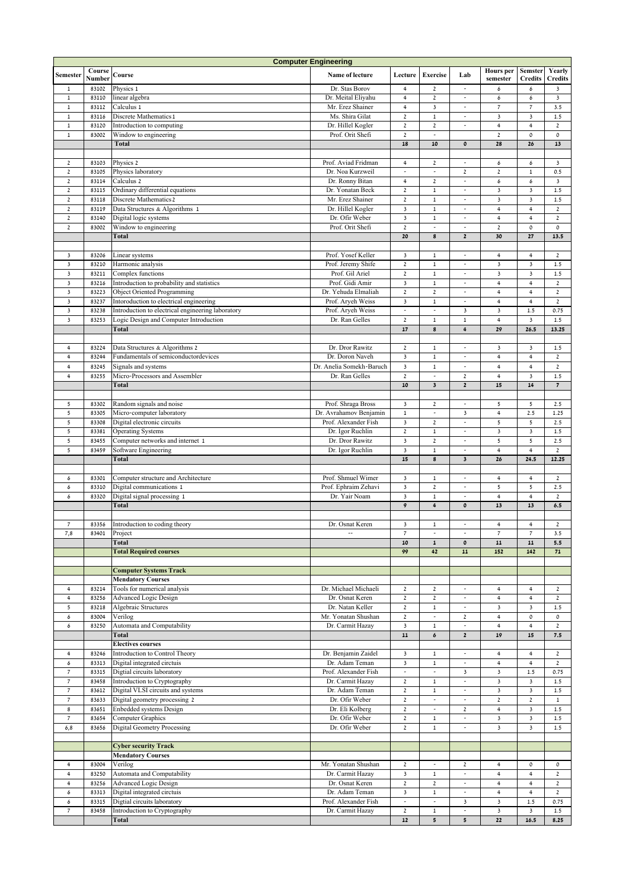# Computer Engineering

| Semester | Course Number | Course | Name of lecture | Lecture | Exercise | Lab | Hours per semester | Semster Credits | Yearly Credits |
|---|---|---|---|---|---|---|---|---|---|
| 1 | 83102 | Physics 1 | Dr. Stas Borov | 4 | 2 | - | 6 | 6 | 3 |
| 1 | 83110 | linear algebra | Dr. Meital Eliyahu | 4 | 2 | - | 6 | 6 | 3 |
| 1 | 83112 | Calculus 1 | Mr. Erez Shainer | 4 | 3 | - | 7 | 7 | 3.5 |
| 1 | 83116 | Discrete Mathematics 1 | Ms. Shira Gilat | 2 | 1 | - | 3 | 3 | 1.5 |
| 1 | 83120 | Introduction to computing | Dr. Hillel Kogler | 2 | 2 | - | 4 | 4 | 2 |
| 1 | 83002 | Window to engineering | Prof. Orit Shefi | 2 | - | | 2 | 0 | 0 |
| | | **Total** | | **18** | **10** | **0** | **28** | **26** | **13** |
| | | | | | | | | | |
| 2 | 83103 | Physics 2 | Prof. Aviad Fridman | 4 | 2 | - | 6 | 6 | 3 |
| 2 | 83105 | Physics laboratory | Dr. Noa Kurzweil | - | - | 2 | 2 | 1 | 0.5 |
| 2 | 83114 | Calculus 2 | Dr. Ronny Bitan | 4 | 2 | - | 6 | 6 | 3 |
| 2 | 83115 | Ordinary differential equations | Dr. Yonatan Beck | 2 | 1 | - | 3 | 3 | 1.5 |
| 2 | 83118 | Discrete Mathematics 2 | Mr. Erez Shainer | 2 | 1 | - | 3 | 3 | 1.5 |
| 2 | 83119 | Data Structures & Algorithms 1 | Dr. Hillel Kogler | 3 | 1 | - | 4 | 4 | 2 |
| 2 | 83140 | Digital logic systems | Dr. Ofir Weber | 3 | 1 | - | 4 | 4 | 2 |
| 2 | 83002 | Window to engineering | Prof. Orit Shefi | 2 | - | - | 2 | 0 | 0 |
| | | **Total** | | **20** | **8** | **2** | **30** | **27** | **13.5** |
| | | | | | | | | | |
| 3 | 83206 | Linear systems | Prof. Yosef Keller | 3 | 1 | - | 4 | 4 | 2 |
| 3 | 83210 | Harmonic analysis | Prof. Jeremy Shife | 2 | 1 | - | 3 | 3 | 1.5 |
| 3 | 83211 | Complex functions | Prof. Gil Ariel | 2 | 1 | - | 3 | 3 | 1.5 |
| 3 | 83216 | Introduction to probability and statistics | Prof. Gidi Amir | 3 | 1 | - | 4 | 4 | 2 |
| 3 | 83223 | Object Oriented Programming | Dr. Yehuda Elmaliah | 2 | 2 | - | 4 | 4 | 2 |
| 3 | 83237 | Intoroduction to electrical engineering | Prof. Aryeh Weiss | 3 | 1 | - | 4 | 4 | 2 |
| 3 | 83238 | Introduction to electrical engineering laboratory | Prof. Aryeh Weiss | - | - | 3 | 3 | 1.5 | 0.75 |
| 3 | 83253 | Logic Design and Computer Introduction | Dr. Ran Gelles | 2 | 1 | 1 | 4 | 3 | 1.5 |
| | | **Total** | | **17** | **8** | **4** | **29** | **26.5** | **13.25** |
| | | | | | | | | | |
| 4 | 83224 | Data Structures & Algorithms 2 | Dr. Dror Rawitz | 2 | 1 | - | 3 | 3 | 1.5 |
| 4 | 83244 | Fundamentals of semiconductordevices | Dr. Doron Naveh | 3 | 1 | - | 4 | 4 | 2 |
| 4 | 83245 | Signals and systems | Dr. Anelia Somekh-Baruch | 3 | 1 | - | 4 | 4 | 2 |
| 4 | 83255 | Micro-Processors and Assembler | Dr. Ran Gelles | 2 | - | 2 | 4 | 3 | 1.5 |
| | | **Total** | | **10** | **3** | **2** | **15** | **14** | **7** |
| | | | | | | | | | |
| 5 | 83302 | Random signals and noise | Prof. Shraga Bross | 3 | 2 | - | 5 | 5 | 2.5 |
| 5 | 83305 | Micro-computer laboratory | Dr. Avrahamov Benjamin | 1 | - | 3 | 4 | 2.5 | 1.25 |
| 5 | 83308 | Digital electronic circuits | Prof. Alexander Fish | 3 | 2 | - | 5 | 5 | 2.5 |
| 5 | 83381 | Operating Systems | Dr. Igor Ruchlin | 2 | 1 | - | 3 | 3 | 1.5 |
| 5 | 83455 | Computer networks and internet 1 | Dr. Dror Rawitz | 3 | 2 | - | 5 | 5 | 2.5 |
| 5 | 83459 | Software Engineering | Dr. Igor Ruchlin | 3 | 1 | - | 4 | 4 | 2 |
| | | **Total** | | **15** | **8** | **3** | **26** | **24.5** | **12.25** |
| | | | | | | | | | |
| 6 | 83301 | Computer structure and Architecture | Prof. Shmuel Wimer | 3 | 1 | - | 4 | 4 | 2 |
| 6 | 83310 | Digital communications 1 | Prof. Ephraim Zehavi | 3 | 2 | - | 5 | 5 | 2.5 |
| 6 | 83320 | Digital signal processing 1 | Dr. Yair Noam | 3 | 1 | - | 4 | 4 | 2 |
| | | **Total** | | **9** | **4** | **0** | **13** | **13** | **6.5** |
| | | | | | | | | | |
| 7 | 83356 | Introduction to coding theory | Dr. Osnat Keren | 3 | 1 | - | 4 | 4 | 2 |
| 7,8 | 83401 | Project | -- | 7 | - | - | 7 | 7 | 3.5 |
| | | **Total** | | **10** | **1** | **0** | **11** | **11** | **5.5** |
| | | **Total Required courses** | | **99** | **42** | **11** | **152** | **142** | **71** |
| | | | | | | | | | |
| | | **Computer Systems Track** | | | | | | | |
| | | **Mendatory Courses** | | | | | | | |
| 4 | 83214 | Tools for numerical analysis | Dr. Michael Michaeli | 2 | 2 | - | 4 | 4 | 2 |
| 4 | 83256 | Advanced Logic Design | Dr. Osnat Keren | 2 | 2 | - | 4 | 4 | 2 |
| 5 | 83218 | Algebraic Structures | Dr. Natan Keller | 2 | 1 | - | 3 | 3 | 1.5 |
| 6 | 83004 | Verilog | Mr. Yonatan Shushan | 2 | - | 2 | 4 | 0 | 0 |
| 6 | 83250 | Automata and Computability | Dr. Carmit Hazay | 3 | 1 | - | 4 | 4 | 2 |
| | | **Total** | | **11** | **6** | **2** | **19** | **15** | **7.5** |
| | | **Electives courses** | | | | | | | |
| 4 | 83246 | Introduction to Control Theory | Dr. Benjamin Zaidel | 3 | 1 | - | 4 | 4 | 2 |
| 6 | 83313 | Digital integrated circtuis | Dr. Adam Teman | 3 | 1 | - | 4 | 4 | 2 |
| 7 | 83315 | Digtial circuits laboratory | Prof. Alexander Fish | - | - | 3 | 3 | 1.5 | 0.75 |
| 7 | 83458 | Introduction to Cryptography | Dr. Carmit Hazay | 2 | 1 | - | 3 | 3 | 1.5 |
| 7 | 83612 | Digital VLSI circuits and systems | Dr. Adam Teman | 2 | 1 | - | 3 | 3 | 1.5 |
| 7 | 83633 | Digital geometry processing 2 | Dr. Ofir Weber | 2 | - | - | 2 | 2 | 1 |
| 8 | 83651 | Enbedded systems Design | Dr. Eli Kolberg | 2 | - | 2 | 4 | 3 | 1.5 |
| 7 | 83654 | Computer Graphics | Dr. Ofir Weber | 2 | 1 | - | 3 | 3 | 1.5 |
| 6,8 | 83656 | Digital Geometry Processing | Dr. Ofir Weber | 2 | 1 | - | 3 | 3 | 1.5 |
| | | | | | | | | | |
| | | **Cyber security Track** | | | | | | | |
| | | **Mendatory Courses** | | | | | | | |
| 4 | 83004 | Verilog | Mr. Yonatan Shushan | 2 | - | 2 | 4 | 0 | 0 |
| 4 | 83250 | Automata and Computability | Dr. Carmit Hazay | 3 | 1 | - | 4 | 4 | 2 |
| 4 | 83256 | Advanced Logic Design | Dr. Osnat Keren | 2 | 2 | - | 4 | 4 | 2 |
| 6 | 83313 | Digital integrated circtuis | Dr. Adam Teman | 3 | 1 | - | 4 | 4 | 2 |
| 6 | 83315 | Digtial circuits laboratory | Prof. Alexander Fish | - | - | 3 | 3 | 1.5 | 0.75 |
| 7 | 83458 | Introduction to Cryptography | Dr. Carmit Hazay | 2 | 1 | - | 3 | 3 | 1.5 |
| | | **Total** | | **12** | **5** | **5** | **22** | **16.5** | **8.25** |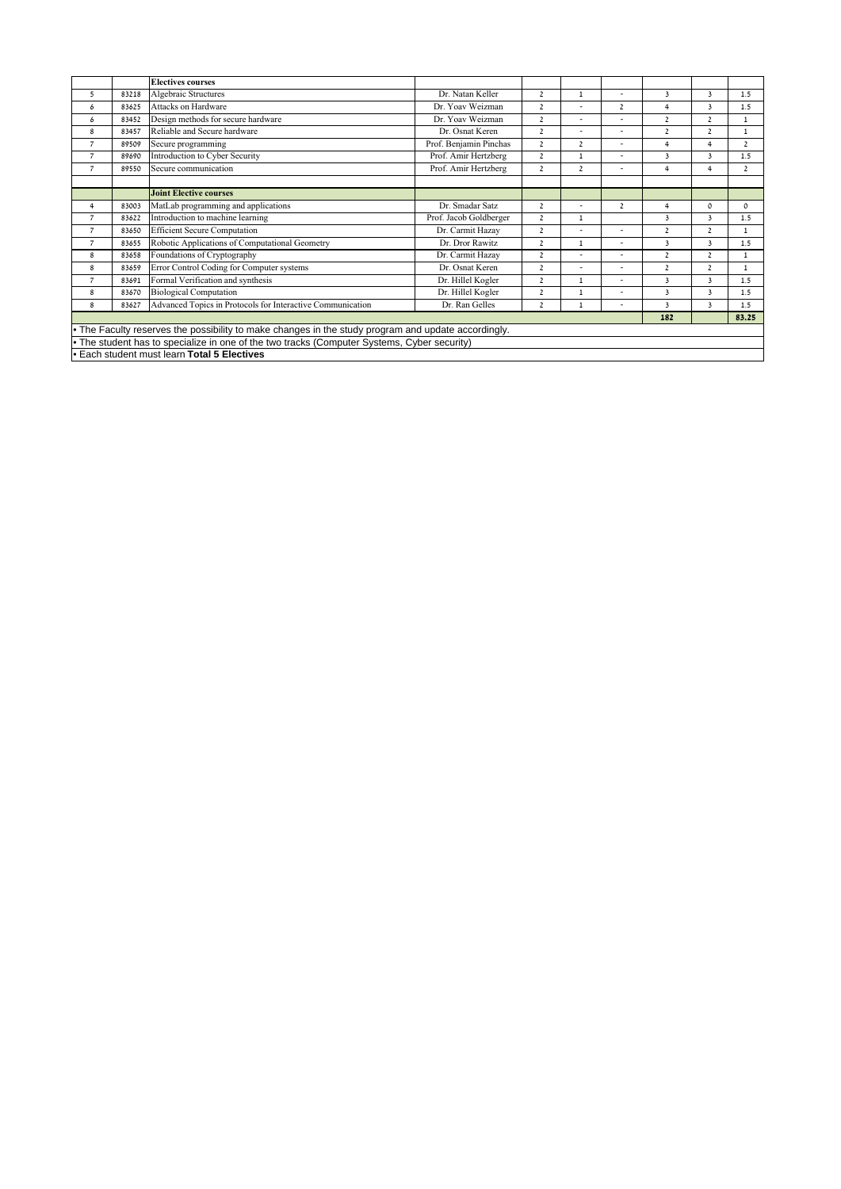| | | | | | | | | | |
|---|---|---|---|---|---|---|---|---|---|
| | | **Electives courses** | | | | | | | |
| 5 | 83218 | Algebraic Structures | Dr. Natan Keller | 2 | 1 | - | 3 | 3 | 1.5 |
| 6 | 83625 | Attacks on Hardware | Dr. Yoav Weizman | 2 | - | 2 | 4 | 3 | 1.5 |
| 6 | 83452 | Design methods for secure hardware | Dr. Yoav Weizman | 2 | - | - | 2 | 2 | 1 |
| 8 | 83457 | Reliable and Secure hardware | Dr. Osnat Keren | 2 | - | - | 2 | 2 | 1 |
| 7 | 89509 | Secure programming | Prof. Benjamin Pinchas | 2 | 2 | - | 4 | 4 | 2 |
| 7 | 89690 | Introduction to Cyber Security | Prof. Amir Hertzberg | 2 | 1 | - | 3 | 3 | 1.5 |
| 7 | 89550 | Secure communication | Prof. Amir Hertzberg | 2 | 2 | - | 4 | 4 | 2 |
| | | | | | | | | | |
| | | **Joint Elective courses** | | | | | | | |
| 4 | 83003 | MatLab programming and applications | Dr. Smadar Satz | 2 | - | 2 | 4 | 0 | 0 |
| 7 | 83622 | Introduction to machine learning | Prof. Jacob Goldberger | 2 | 1 | | 3 | 3 | 1.5 |
| 7 | 83650 | Efficient Secure Computation | Dr. Carmit Hazay | 2 | - | - | 2 | 2 | 1 |
| 7 | 83655 | Robotic Applications of Computational Geometry | Dr. Dror Rawitz | 2 | 1 | - | 3 | 3 | 1.5 |
| 8 | 83658 | Foundations of Cryptography | Dr. Carmit Hazay | 2 | - | - | 2 | 2 | 1 |
| 8 | 83659 | Error Control Coding for Computer systems | Dr. Osnat Keren | 2 | - | - | 2 | 2 | 1 |
| 7 | 83691 | Formal Verification and synthesis | Dr. Hillel Kogler | 2 | 1 | - | 3 | 3 | 1.5 |
| 8 | 83670 | Biological Computation | Dr. Hillel Kogler | 2 | 1 | - | 3 | 3 | 1.5 |
| 8 | 83627 | Advanced Topics in Protocols for Interactive Communication | Dr. Ran Gelles | 2 | 1 | - | 3 | 3 | 1.5 |
| | | | | | | | 182 | | 83.25 |

- The Faculty reserves the possibility to make changes in the study program and update accordingly.
- The student has to specialize in one of the two tracks (Computer Systems, Cyber security)
- Each student must learn **Total 5 Electives**